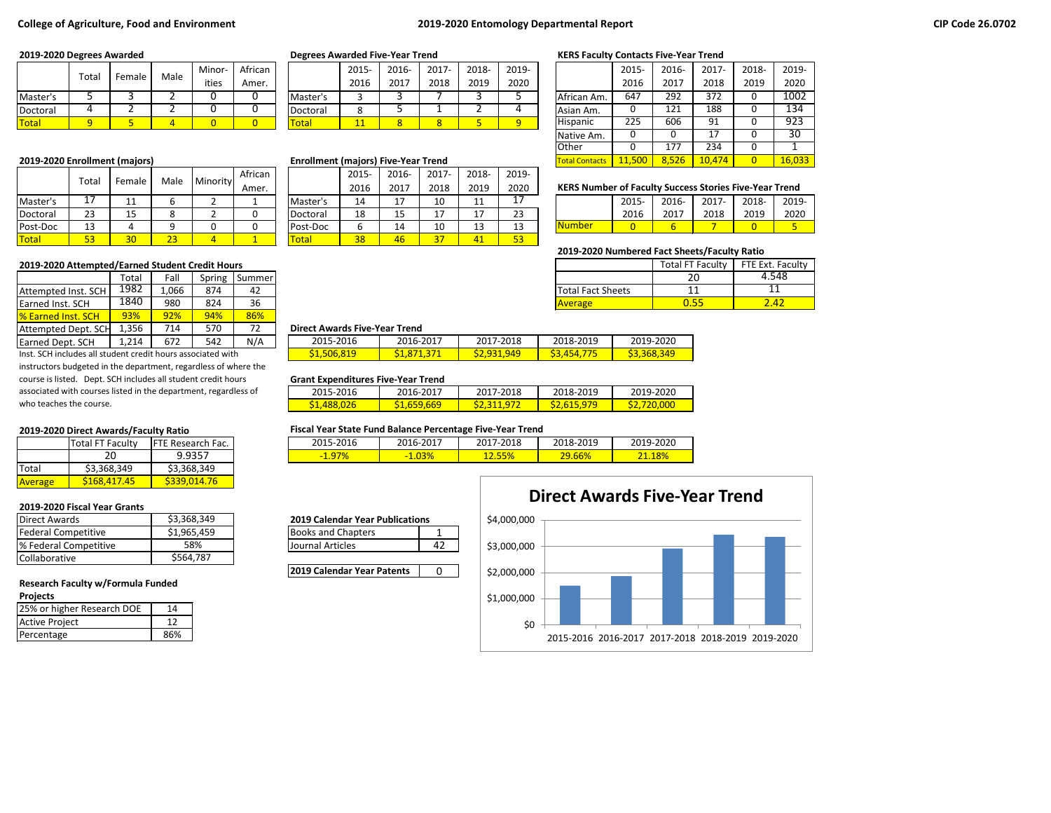College of Agriculture, Food and Environment

# 2019-2020 Entomology Departmental Report

CIP Code 26.0702

### 2019-2020 Degrees Awarded

| | Total | Female | Male | Minorities | African Amer. |
|---|---|---|---|---|---|
| Master's | 5 | 3 | 2 | 0 | 0 |
| Doctoral | 4 | 2 | 2 | 0 | 0 |
| Total | 9 | 5 | 4 | 0 | 0 |

### Degrees Awarded Five-Year Trend

| | 2015-2016 | 2016-2017 | 2017-2018 | 2018-2019 | 2019-2020 |
|---|---|---|---|---|---|
| Master's | 3 | 3 | 7 | 3 | 5 |
| Doctoral | 8 | 5 | 1 | 2 | 4 |
| Total | 11 | 8 | 8 | 5 | 9 |

### KERS Faculty Contacts Five-Year Trend

| | 2015-2016 | 2016-2017 | 2017-2018 | 2018-2019 | 2019-2020 |
|---|---|---|---|---|---|
| African Am. | 647 | 292 | 372 | 0 | 1002 |
| Asian Am. | 0 | 121 | 188 | 0 | 134 |
| Hispanic | 225 | 606 | 91 | 0 | 923 |
| Native Am. | 0 | 0 | 17 | 0 | 30 |
| Other | 0 | 177 | 234 | 0 | 1 |
| Total Contacts | 11,500 | 8,526 | 10,474 | 0 | 16,033 |

### 2019-2020 Enrollment (majors)

| | Total | Female | Male | Minority | African Amer. |
|---|---|---|---|---|---|
| Master's | 17 | 11 | 6 | 2 | 1 |
| Doctoral | 23 | 15 | 8 | 2 | 0 |
| Post-Doc | 13 | 4 | 9 | 0 | 0 |
| Total | 53 | 30 | 23 | 4 | 1 |

### Enrollment (majors) Five-Year Trend

| | 2015-2016 | 2016-2017 | 2017-2018 | 2018-2019 | 2019-2020 |
|---|---|---|---|---|---|
| Master's | 14 | 17 | 10 | 11 | 17 |
| Doctoral | 18 | 15 | 17 | 17 | 23 |
| Post-Doc | 6 | 14 | 10 | 13 | 13 |
| Total | 38 | 46 | 37 | 41 | 53 |

### KERS Number of Faculty Success Stories Five-Year Trend

| | 2015-2016 | 2016-2017 | 2017-2018 | 2018-2019 | 2019-2020 |
|---|---|---|---|---|---|
| Number | 0 | 6 | 7 | 0 | 5 |

### 2019-2020 Numbered Fact Sheets/Faculty Ratio

| | Total FT Faculty | FTE Ext. Faculty |
|---|---|---|
| | 20 | 4.548 |
| Total Fact Sheets | 11 | 11 |
| Average | 0.55 | 2.42 |

### 2019-2020 Attempted/Earned Student Credit Hours

| | Total | Fall | Spring | Summer |
|---|---|---|---|---|
| Attempted Inst. SCH | 1982 | 1,066 | 874 | 42 |
| Earned Inst. SCH | 1840 | 980 | 824 | 36 |
| % Earned Inst. SCH | 93% | 92% | 94% | 86% |
| Attempted Dept. SCH | 1,356 | 714 | 570 | 72 |
| Earned Dept. SCH | 1,214 | 672 | 542 | N/A |

Inst. SCH includes all student credit hours associated with instructors budgeted in the department, regardless of where the course is listed. Dept. SCH includes all student credit hours associated with courses listed in the department, regardless of who teaches the course.

### Direct Awards Five-Year Trend

| 2015-2016 | 2016-2017 | 2017-2018 | 2018-2019 | 2019-2020 |
|---|---|---|---|---|
| $1,506,819 | $1,871,371 | $2,931,949 | $3,454,775 | $3,368,349 |

### Grant Expenditures Five-Year Trend

| 2015-2016 | 2016-2017 | 2017-2018 | 2018-2019 | 2019-2020 |
|---|---|---|---|---|
| $1,488,026 | $1,659,669 | $2,311,972 | $2,615,979 | $2,720,000 |

### Fiscal Year State Fund Balance Percentage Five-Year Trend

| 2015-2016 | 2016-2017 | 2017-2018 | 2018-2019 | 2019-2020 |
|---|---|---|---|---|
| -1.97% | -1.03% | 12.55% | 29.66% | 21.18% |

### 2019-2020 Direct Awards/Faculty Ratio

| | Total FT Faculty | FTE Research Fac. |
|---|---|---|
| | 20 | 9.9357 |
| Total | $3,368,349 | $3,368,349 |
| Average | $168,417.45 | $339,014.76 |

### 2019-2020 Fiscal Year Grants

| | |
|---|---|
| Direct Awards | $3,368,349 |
| Federal Competitive | $1,965,459 |
| % Federal Competitive | 58% |
| Collaborative | $564,787 |

### Research Faculty w/Formula Funded Projects

| | |
|---|---|
| 25% or higher Research DOE | 14 |
| Active Project | 12 |
| Percentage | 86% |

### 2019 Calendar Year Publications

| | |
|---|---|
| Books and Chapters | 1 |
| Journal Articles | 42 |

| 2019 Calendar Year Patents | 0 |
|---|---|

### Direct Awards Five-Year Trend

| Year | Direct Awards |
|---|---|
| 2015-2016 | $1,506,819 |
| 2016-2017 | $1,871,371 |
| 2017-2018 | $2,931,949 |
| 2018-2019 | $3,454,775 |
| 2019-2020 | $3,368,349 |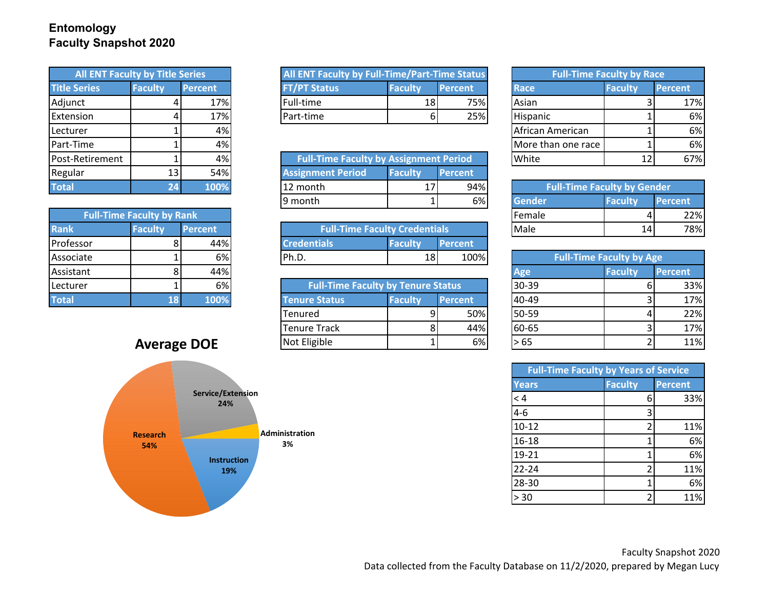# Entomology
## Faculty Snapshot 2020

| All ENT Faculty by Title Series | | |
|---|---|---|
| **Title Series** | **Faculty** | **Percent** |
| Adjunct | 4 | 17% |
| Extension | 4 | 17% |
| Lecturer | 1 | 4% |
| Part-Time | 1 | 4% |
| Post-Retirement | 1 | 4% |
| Regular | 13 | 54% |
| **Total** | **24** | **100%** |

| Full-Time Faculty by Rank | | |
|---|---|---|
| **Rank** | **Faculty** | **Percent** |
| Professor | 8 | 44% |
| Associate | 1 | 6% |
| Assistant | 8 | 44% |
| Lecturer | 1 | 6% |
| **Total** | **18** | **100%** |

**Average DOE**

- Research 54%
- Service/Extension 24%
- Instruction 19%
- Administration 3%

| All ENT Faculty by Full-Time/Part-Time Status | | |
|---|---|---|
| **FT/PT Status** | **Faculty** | **Percent** |
| Full-time | 18 | 75% |
| Part-time | 6 | 25% |

| Full-Time Faculty by Assignment Period | | |
|---|---|---|
| **Assignment Period** | **Faculty** | **Percent** |
| 12 month | 17 | 94% |
| 9 month | 1 | 6% |

| Full-Time Faculty Credentials | | |
|---|---|---|
| **Credentials** | **Faculty** | **Percent** |
| Ph.D. | 18 | 100% |

| Full-Time Faculty by Tenure Status | | |
|---|---|---|
| **Tenure Status** | **Faculty** | **Percent** |
| Tenured | 9 | 50% |
| Tenure Track | 8 | 44% |
| Not Eligible | 1 | 6% |

| Full-Time Faculty by Race | | |
|---|---|---|
| **Race** | **Faculty** | **Percent** |
| Asian | 3 | 17% |
| Hispanic | 1 | 6% |
| African American | 1 | 6% |
| More than one race | 1 | 6% |
| White | 12 | 67% |

| Full-Time Faculty by Gender | | |
|---|---|---|
| **Gender** | **Faculty** | **Percent** |
| Female | 4 | 22% |
| Male | 14 | 78% |

| Full-Time Faculty by Age | | |
|---|---|---|
| **Age** | **Faculty** | **Percent** |
| 30-39 | 6 | 33% |
| 40-49 | 3 | 17% |
| 50-59 | 4 | 22% |
| 60-65 | 3 | 17% |
| > 65 | 2 | 11% |

| Full-Time Faculty by Years of Service | | |
|---|---|---|
| **Years** | **Faculty** | **Percent** |
| < 4 | 6 | 33% |
| 4-6 | 3 | |
| 10-12 | 2 | 11% |
| 16-18 | 1 | 6% |
| 19-21 | 1 | 6% |
| 22-24 | 2 | 11% |
| 28-30 | 1 | 6% |
| > 30 | 2 | 11% |

Faculty Snapshot 2020
Data collected from the Faculty Database on 11/2/2020, prepared by Megan Lucy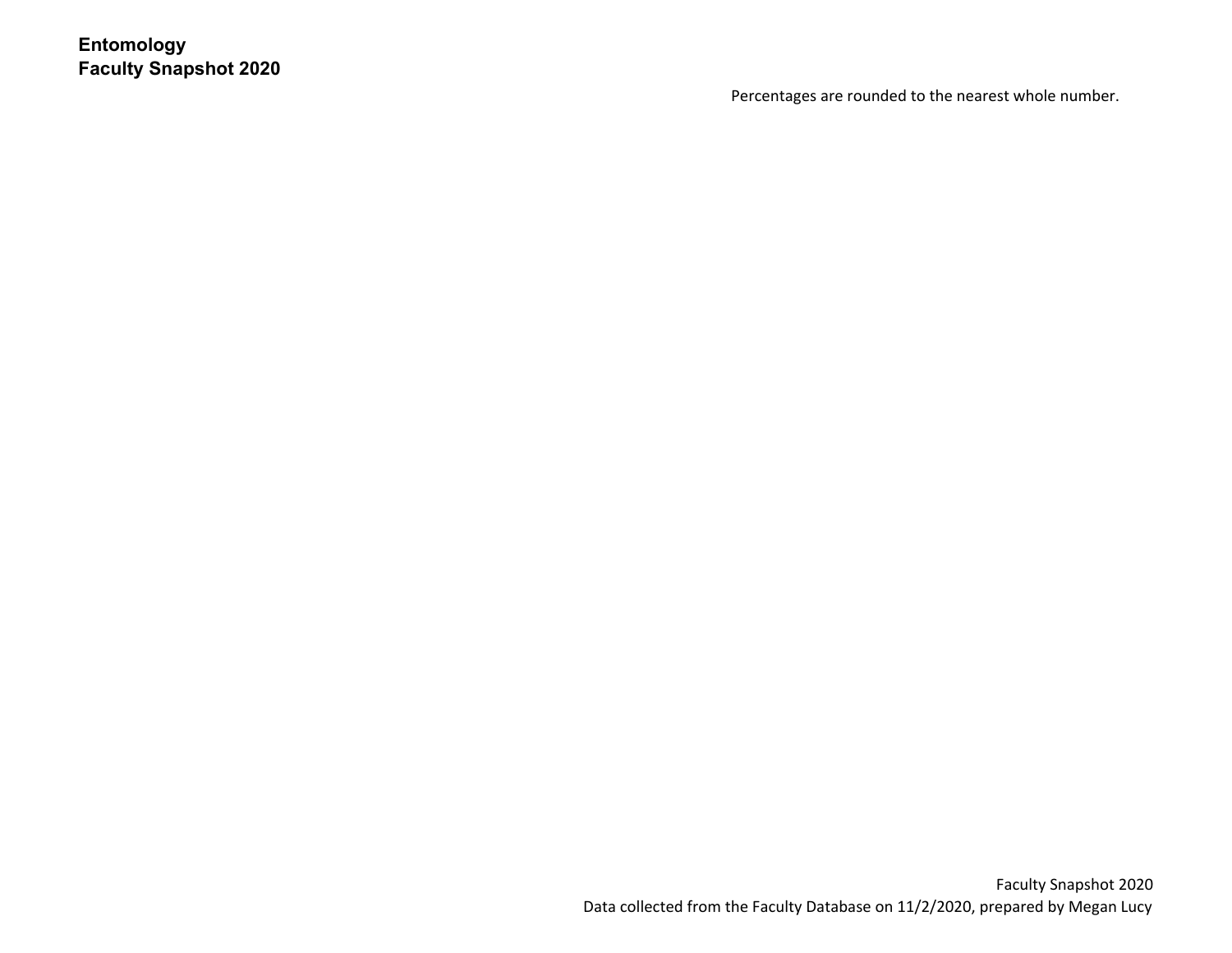**Entomology**
**Faculty Snapshot 2020**

Percentages are rounded to the nearest whole number.

Faculty Snapshot 2020
Data collected from the Faculty Database on 11/2/2020, prepared by Megan Lucy